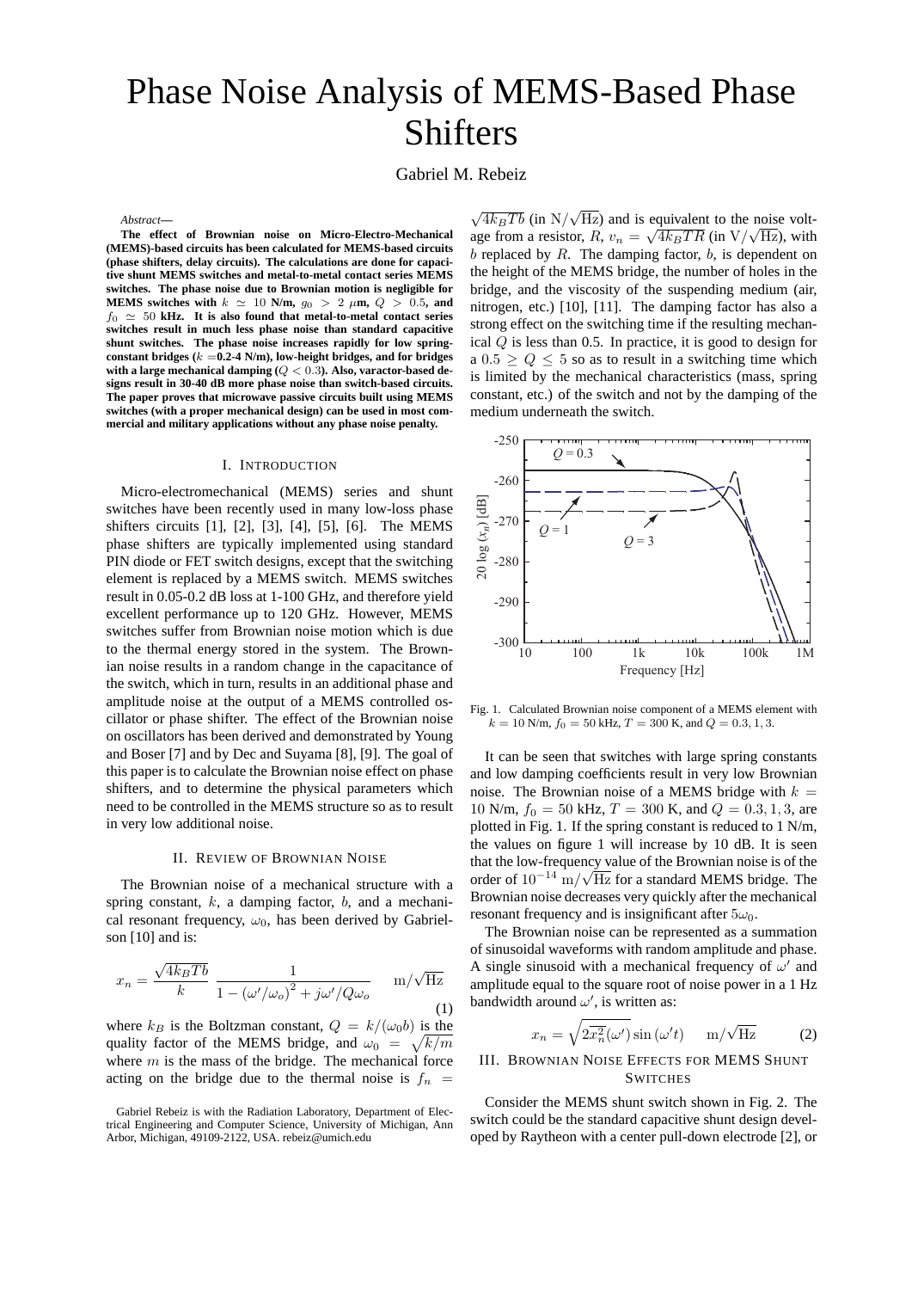# Phase Noise Analysis of MEMS-Based Phase Shifters

Gabriel M. Rebeiz

*Abstract*—

**The effect of Brownian noise on Micro-Electro-Mechanical (MEMS)-based circuits has been calculated for MEMS-based circuits (phase shifters, delay circuits). The calculations are done for capacitive shunt MEMS switches and metal-to-metal contact series MEMS switches. The phase noise due to Brownian motion is negligible for MEMS switches with $k \simeq 10$ N/m, $g_0 > 2$ $\mu$m, $Q > 0.5$, and $f_0 \simeq 50$ kHz. It is also found that metal-to-metal contact series switches result in much less phase noise than standard capacitive shunt switches. The phase noise increases rapidly for low spring-constant bridges ($k = $0.2-4 N/m), low-height bridges, and for bridges with a large mechanical damping ($Q < 0.3$). Also, varactor-based designs result in 30-40 dB more phase noise than switch-based circuits. The paper proves that microwave passive circuits built using MEMS switches (with a proper mechanical design) can be used in most commercial and military applications without any phase noise penalty.**

## I. Introduction

Micro-electromechanical (MEMS) series and shunt switches have been recently used in many low-loss phase shifters circuits [1], [2], [3], [4], [5], [6]. The MEMS phase shifters are typically implemented using standard PIN diode or FET switch designs, except that the switching element is replaced by a MEMS switch. MEMS switches result in 0.05-0.2 dB loss at 1-100 GHz, and therefore yield excellent performance up to 120 GHz. However, MEMS switches suffer from Brownian noise motion which is due to the thermal energy stored in the system. The Brownian noise results in a random change in the capacitance of the switch, which in turn, results in an additional phase and amplitude noise at the output of a MEMS controlled oscillator or phase shifter. The effect of the Brownian noise on oscillators has been derived and demonstrated by Young and Boser [7] and by Dec and Suyama [8], [9]. The goal of this paper is to calculate the Brownian noise effect on phase shifters, and to determine the physical parameters which need to be controlled in the MEMS structure so as to result in very low additional noise.

## II. Review of Brownian Noise

The Brownian noise of a mechanical structure with a spring constant, $k$, a damping factor, $b$, and a mechanical resonant frequency, $\omega_0$, has been derived by Gabrielson [10] and is:

$$x_n = \frac{\sqrt{4k_BTb}}{k}\,\frac{1}{1-\left(\omega'/\omega_o\right)^2 + j\omega'/Q\omega_o} \quad \mathrm{m}/\sqrt{\mathrm{Hz}} \tag{1}$$

where $k_B$ is the Boltzman constant, $Q = k/(\omega_0 b)$ is the quality factor of the MEMS bridge, and $\omega_0 = \sqrt{k/m}$ where $m$ is the mass of the bridge. The mechanical force acting on the bridge due to the thermal noise is $f_n = \sqrt{4k_BTb}$ (in N/$\sqrt{\mathrm{Hz}}$) and is equivalent to the noise voltage from a resistor, $R$, $v_n = \sqrt{4k_BTR}$ (in V/$\sqrt{\mathrm{Hz}}$), with $b$ replaced by $R$. The damping factor, $b$, is dependent on the height of the MEMS bridge, the number of holes in the bridge, and the viscosity of the suspending medium (air, nitrogen, etc.) [10], [11]. The damping factor has also a strong effect on the switching time if the resulting mechanical $Q$ is less than 0.5. In practice, it is good to design for a $0.5 \geq Q \leq 5$ so as to result in a switching time which is limited by the mechanical characteristics (mass, spring constant, etc.) of the switch and not by the damping of the medium underneath the switch.

Fig. 1. Calculated Brownian noise component of a MEMS element with $k = 10$ N/m, $f_0 = 50$ kHz, $T = 300$ K, and $Q = 0.3, 1, 3$.

It can be seen that switches with large spring constants and low damping coefficients result in very low Brownian noise. The Brownian noise of a MEMS bridge with $k = 10$ N/m, $f_0 = 50$ kHz, $T = 300$ K, and $Q = 0.3, 1, 3$, are plotted in Fig. 1. If the spring constant is reduced to 1 N/m, the values on figure 1 will increase by 10 dB. It is seen that the low-frequency value of the Brownian noise is of the order of $10^{-14}$ m/$\sqrt{\mathrm{Hz}}$ for a standard MEMS bridge. The Brownian noise decreases very quickly after the mechanical resonant frequency and is insignificant after $5\omega_0$.

The Brownian noise can be represented as a summation of sinusoidal waveforms with random amplitude and phase. A single sinusoid with a mechanical frequency of $\omega'$ and amplitude equal to the square root of noise power in a 1 Hz bandwidth around $\omega'$, is written as:

$$x_n = \sqrt{2\overline{x_n^2}(\omega')}\sin\left(\omega' t\right) \quad \mathrm{m}/\sqrt{\mathrm{Hz}} \tag{2}$$

## III. Brownian Noise Effects for MEMS Shunt Switches

Consider the MEMS shunt switch shown in Fig. 2. The switch could be the standard capacitive shunt design developed by Raytheon with a center pull-down electrode [2], or

Gabriel Rebeiz is with the Radiation Laboratory, Department of Electrical Engineering and Computer Science, University of Michigan, Ann Arbor, Michigan, 49109-2122, USA. rebeiz@umich.edu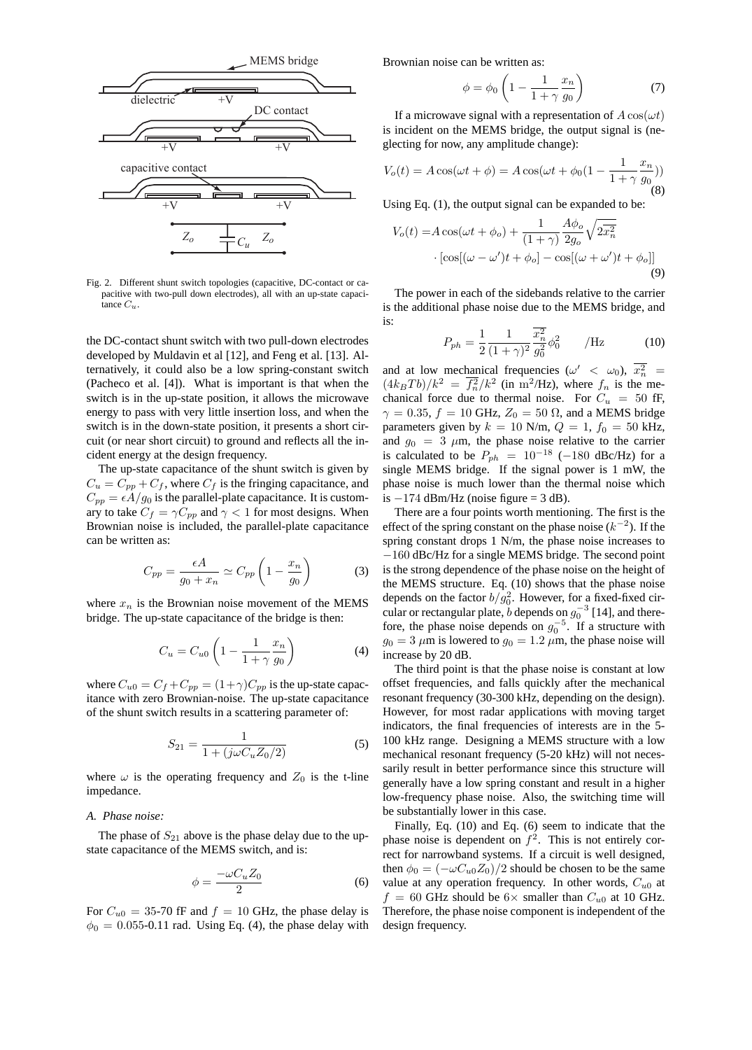Fig. 2. Different shunt switch topologies (capacitive, DC-contact or capacitive with two-pull down electrodes), all with an up-state capacitance $C_u$.

the DC-contact shunt switch with two pull-down electrodes developed by Muldavin et al [12], and Feng et al. [13]. Alternatively, it could also be a low spring-constant switch (Pacheco et al. [4]). What is important is that when the switch is in the up-state position, it allows the microwave energy to pass with very little insertion loss, and when the switch is in the down-state position, it presents a short circuit (or near short circuit) to ground and reflects all the incident energy at the design frequency.

The up-state capacitance of the shunt switch is given by $C_u = C_{pp} + C_f$, where $C_f$ is the fringing capacitance, and $C_{pp} = \epsilon A/g_0$ is the parallel-plate capacitance. It is customary to take $C_f = \gamma C_{pp}$ and $\gamma < 1$ for most designs. When Brownian noise is included, the parallel-plate capacitance can be written as:

$$C_{pp} = \frac{\epsilon A}{g_0 + x_n} \simeq C_{pp}\left(1 - \frac{x_n}{g_0}\right) \tag{3}$$

where $x_n$ is the Brownian noise movement of the MEMS bridge. The up-state capacitance of the bridge is then:

$$C_u = C_{u0}\left(1 - \frac{1}{1+\gamma}\frac{x_n}{g_0}\right) \tag{4}$$

where $C_{u0} = C_f + C_{pp} = (1+\gamma)C_{pp}$ is the up-state capacitance with zero Brownian-noise. The up-state capacitance of the shunt switch results in a scattering parameter of:

$$S_{21} = \frac{1}{1 + (j\omega C_u Z_0/2)} \tag{5}$$

where $\omega$ is the operating frequency and $Z_0$ is the t-line impedance.

### *A. Phase noise:*

The phase of $S_{21}$ above is the phase delay due to the up-state capacitance of the MEMS switch, and is:

$$\phi = \frac{-\omega C_u Z_0}{2} \tag{6}$$

For $C_{u0} = 35$-$70$ fF and $f = 10$ GHz, the phase delay is $\phi_0 = 0.055$-$0.11$ rad. Using Eq. (4), the phase delay with Brownian noise can be written as:

$$\phi = \phi_0\left(1 - \frac{1}{1+\gamma}\frac{x_n}{g_0}\right) \tag{7}$$

If a microwave signal with a representation of $A\cos(\omega t)$ is incident on the MEMS bridge, the output signal is (neglecting for now, any amplitude change):

$$V_o(t) = A\cos(\omega t + \phi) = A\cos(\omega t + \phi_0(1 - \frac{1}{1+\gamma}\frac{x_n}{g_0})) \tag{8}$$

Using Eq. (1), the output signal can be expanded to be:

$$\begin{aligned} V_o(t) =& A\cos(\omega t + \phi_o) + \frac{1}{(1+\gamma)}\frac{A\phi_o}{2g_o}\sqrt{2\overline{x_n^2}} \\ &\cdot [\cos[(\omega - \omega')t + \phi_o] - \cos[(\omega + \omega')t + \phi_o]] \end{aligned} \tag{9}$$

The power in each of the sidebands relative to the carrier is the additional phase noise due to the MEMS bridge, and is:

$$P_{ph} = \frac{1}{2}\frac{1}{(1+\gamma)^2}\frac{\overline{x_n^2}}{g_0^2}\phi_0^2 \qquad /\text{Hz} \tag{10}$$

and at low mechanical frequencies ($\omega' < \omega_0$), $\overline{x_n^2} = (4k_BTb)/k^2 = \overline{f_n^2}/k^2$ (in m$^2$/Hz), where $f_n$ is the mechanical force due to thermal noise. For $C_u = 50$ fF, $\gamma = 0.35$, $f = 10$ GHz, $Z_0 = 50\ \Omega$, and a MEMS bridge parameters given by $k = 10$ N/m, $Q = 1$, $f_0 = 50$ kHz, and $g_0 = 3\ \mu$m, the phase noise relative to the carrier is calculated to be $P_{ph} = 10^{-18}$ ($-180$ dBc/Hz) for a single MEMS bridge. If the signal power is 1 mW, the phase noise is much lower than the thermal noise which is $-174$ dBm/Hz (noise figure = 3 dB).

There are a four points worth mentioning. The first is the effect of the spring constant on the phase noise ($k^{-2}$). If the spring constant drops 1 N/m, the phase noise increases to $-160$ dBc/Hz for a single MEMS bridge. The second point is the strong dependence of the phase noise on the height of the MEMS structure. Eq. (10) shows that the phase noise depends on the factor $b/g_0^2$. However, for a fixed-fixed circular or rectangular plate, $b$ depends on $g_0^{-3}$ [14], and therefore, the phase noise depends on $g_0^{-5}$. If a structure with $g_0 = 3\ \mu$m is lowered to $g_0 = 1.2\ \mu$m, the phase noise will increase by 20 dB.

The third point is that the phase noise is constant at low offset frequencies, and falls quickly after the mechanical resonant frequency (30-300 kHz, depending on the design). However, for most radar applications with moving target indicators, the final frequencies of interests are in the 5-100 kHz range. Designing a MEMS structure with a low mechanical resonant frequency (5-20 kHz) will not necessarily result in better performance since this structure will generally have a low spring constant and result in a higher low-frequency phase noise. Also, the switching time will be substantially lower in this case.

Finally, Eq. (10) and Eq. (6) seem to indicate that the phase noise is dependent on $f^2$. This is not entirely correct for narrowband systems. If a circuit is well designed, then $\phi_0 = (-\omega C_{u0} Z_0)/2$ should be chosen to be the same value at any operation frequency. In other words, $C_{u0}$ at $f = 60$ GHz should be $6\times$ smaller than $C_{u0}$ at 10 GHz. Therefore, the phase noise component is independent of the design frequency.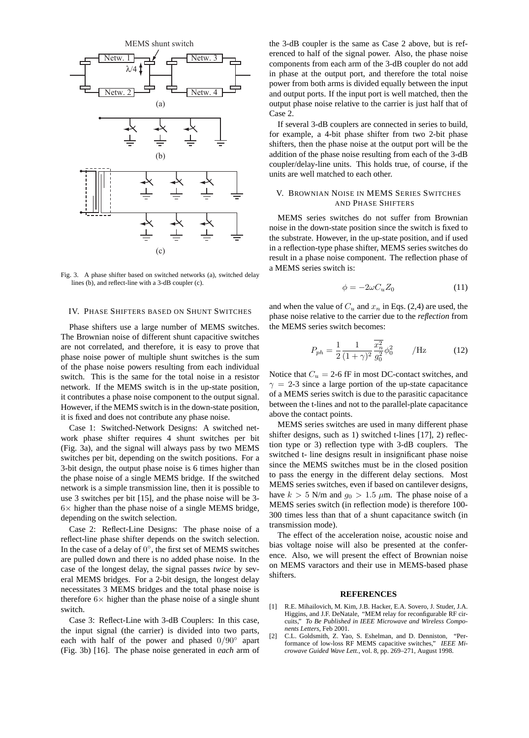Fig. 3. A phase shifter based on switched networks (a), switched delay lines (b), and reflect-line with a 3-dB coupler (c).

## IV. Phase Shifters Based on Shunt Switches

Phase shifters use a large number of MEMS switches. The Brownian noise of different shunt capacitive switches are not correlated, and therefore, it is easy to prove that phase noise power of multiple shunt switches is the sum of the phase noise powers resulting from each individual switch. This is the same for the total noise in a resistor network. If the MEMS switch is in the up-state position, it contributes a phase noise component to the output signal. However, if the MEMS switch is in the down-state position, it is fixed and does not contribute any phase noise.

Case 1: Switched-Network Designs: A switched network phase shifter requires 4 shunt switches per bit (Fig. 3a), and the signal will always pass by two MEMS switches per bit, depending on the switch positions. For a 3-bit design, the output phase noise is 6 times higher than the phase noise of a single MEMS bridge. If the switched network is a simple transmission line, then it is possible to use 3 switches per bit [15], and the phase noise will be 3-$6\times$ higher than the phase noise of a single MEMS bridge, depending on the switch selection.

Case 2: Reflect-Line Designs: The phase noise of a reflect-line phase shifter depends on the switch selection. In the case of a delay of $0^\circ$, the first set of MEMS switches are pulled down and there is no added phase noise. In the case of the longest delay, the signal passes *twice* by several MEMS bridges. For a 2-bit design, the longest delay necessitates 3 MEMS bridges and the total phase noise is therefore $6\times$ higher than the phase noise of a single shunt switch.

Case 3: Reflect-Line with 3-dB Couplers: In this case, the input signal (the carrier) is divided into two parts, each with half of the power and phased $0/90^\circ$ apart (Fig. 3b) [16]. The phase noise generated in *each* arm of the 3-dB coupler is the same as Case 2 above, but is referenced to half of the signal power. Also, the phase noise components from each arm of the 3-dB coupler do not add in phase at the output port, and therefore the total noise power from both arms is divided equally between the input and output ports. If the input port is well matched, then the output phase noise relative to the carrier is just half that of Case 2.

If several 3-dB couplers are connected in series to build, for example, a 4-bit phase shifter from two 2-bit phase shifters, then the phase noise at the output port will be the addition of the phase noise resulting from each of the 3-dB coupler/delay-line units. This holds true, of course, if the units are well matched to each other.

## V. Brownian Noise in MEMS Series Switches and Phase Shifters

MEMS series switches do not suffer from Brownian noise in the down-state position since the switch is fixed to the substrate. However, in the up-state position, and if used in a reflection-type phase shifter, MEMS series switches do result in a phase noise component. The reflection phase of a MEMS series switch is:

$$\phi = -2\omega C_u Z_0 \tag{11}$$

and when the value of $C_u$ and $x_n$ in Eqs. (2,4) are used, the phase noise relative to the carrier due to the *reflection* from the MEMS series switch becomes:

$$P_{ph} = \frac{1}{2}\frac{1}{(1+\gamma)^2}\frac{\overline{x_n^2}}{g_0^2}\phi_0^2 \qquad /\mathrm{Hz} \tag{12}$$

Notice that $C_u$ = 2-6 fF in most DC-contact switches, and $\gamma$ = 2-3 since a large portion of the up-state capacitance of a MEMS series switch is due to the parasitic capacitance between the t-lines and not to the parallel-plate capacitance above the contact points.

MEMS series switches are used in many different phase shifter designs, such as 1) switched t-lines [17], 2) reflection type or 3) reflection type with 3-dB couplers. The switched t- line designs result in insignificant phase noise since the MEMS switches must be in the closed position to pass the energy in the different delay sections. Most MEMS series switches, even if based on cantilever designs, have $k > 5$ N/m and $g_0 > 1.5$ $\mu$m. The phase noise of a MEMS series switch (in reflection mode) is therefore 100-300 times less than that of a shunt capacitance switch (in transmission mode).

The effect of the acceleration noise, acoustic noise and bias voltage noise will also be presented at the conference. Also, we will present the effect of Brownian noise on MEMS varactors and their use in MEMS-based phase shifters.

## References

[1] R.E. Mihailovich, M. Kim, J.B. Hacker, E.A. Sovero, J. Studer, J.A. Higgins, and J.F. DeNatale, "MEM relay for reconfigurable RF circuits," *To Be Published in IEEE Microwave and Wireless Components Letters*, Feb 2001.

[2] C.L. Goldsmith, Z. Yao, S. Eshelman, and D. Denniston, "Performance of low-loss RF MEMS capacitive switches," *IEEE Microwave Guided Wave Lett.*, vol. 8, pp. 269–271, August 1998.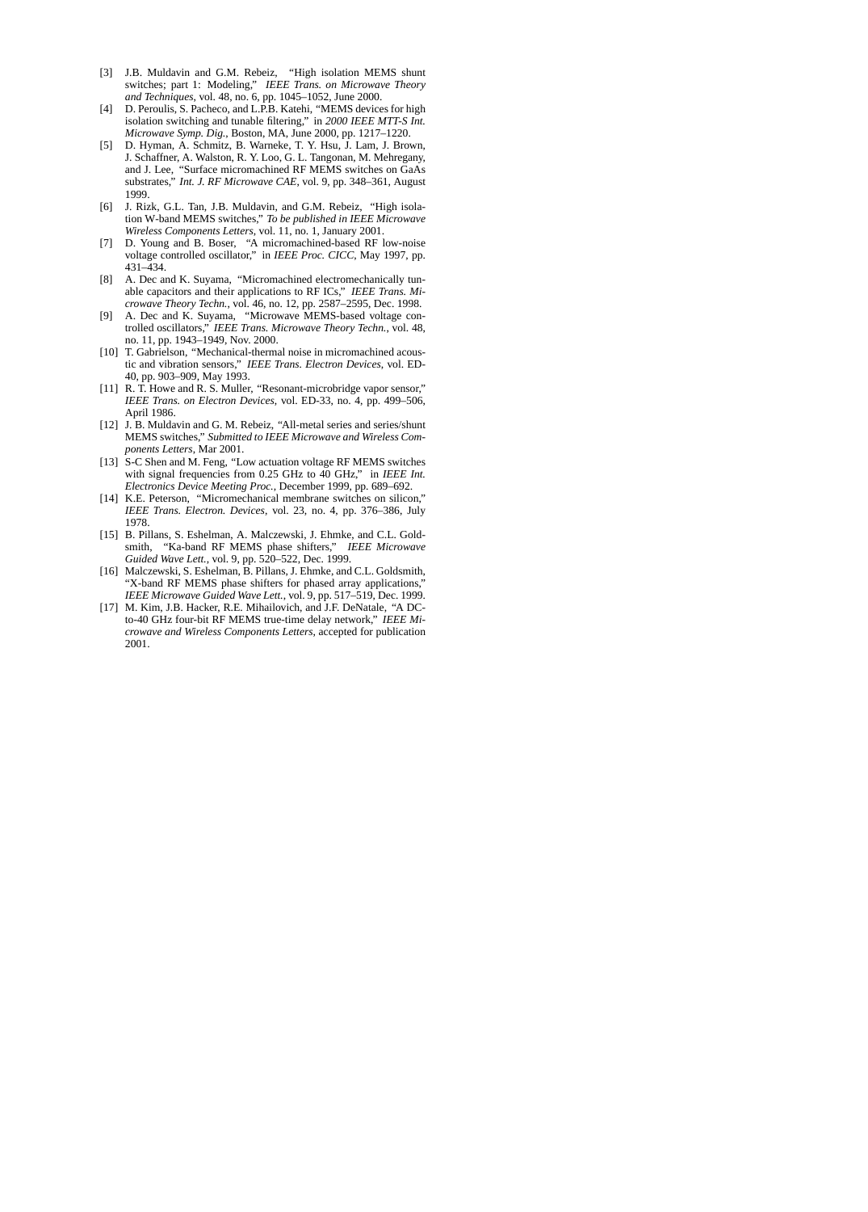[3] J.B. Muldavin and G.M. Rebeiz, "High isolation MEMS shunt switches; part 1: Modeling," *IEEE Trans. on Microwave Theory and Techniques*, vol. 48, no. 6, pp. 1045–1052, June 2000.

[4] D. Peroulis, S. Pacheco, and L.P.B. Katehi, "MEMS devices for high isolation switching and tunable filtering," in *2000 IEEE MTT-S Int. Microwave Symp. Dig.*, Boston, MA, June 2000, pp. 1217–1220.

[5] D. Hyman, A. Schmitz, B. Warneke, T. Y. Hsu, J. Lam, J. Brown, J. Schaffner, A. Walston, R. Y. Loo, G. L. Tangonan, M. Mehregany, and J. Lee, "Surface micromachined RF MEMS switches on GaAs substrates," *Int. J. RF Microwave CAE*, vol. 9, pp. 348–361, August 1999.

[6] J. Rizk, G.L. Tan, J.B. Muldavin, and G.M. Rebeiz, "High isolation W-band MEMS switches," *To be published in IEEE Microwave Wireless Components Letters*, vol. 11, no. 1, January 2001.

[7] D. Young and B. Boser, "A micromachined-based RF low-noise voltage controlled oscillator," in *IEEE Proc. CICC*, May 1997, pp. 431–434.

[8] A. Dec and K. Suyama, "Micromachined electromechanically tunable capacitors and their applications to RF ICs," *IEEE Trans. Microwave Theory Techn.*, vol. 46, no. 12, pp. 2587–2595, Dec. 1998.

[9] A. Dec and K. Suyama, "Microwave MEMS-based voltage controlled oscillators," *IEEE Trans. Microwave Theory Techn.*, vol. 48, no. 11, pp. 1943–1949, Nov. 2000.

[10] T. Gabrielson, "Mechanical-thermal noise in micromachined acoustic and vibration sensors," *IEEE Trans. Electron Devices*, vol. ED-40, pp. 903–909, May 1993.

[11] R. T. Howe and R. S. Muller, "Resonant-microbridge vapor sensor," *IEEE Trans. on Electron Devices*, vol. ED-33, no. 4, pp. 499–506, April 1986.

[12] J. B. Muldavin and G. M. Rebeiz, "All-metal series and series/shunt MEMS switches," *Submitted to IEEE Microwave and Wireless Components Letters*, Mar 2001.

[13] S-C Shen and M. Feng, "Low actuation voltage RF MEMS switches with signal frequencies from 0.25 GHz to 40 GHz," in *IEEE Int. Electronics Device Meeting Proc.*, December 1999, pp. 689–692.

[14] K.E. Peterson, "Micromechanical membrane switches on silicon," *IEEE Trans. Electron. Devices*, vol. 23, no. 4, pp. 376–386, July 1978.

[15] B. Pillans, S. Eshelman, A. Malczewski, J. Ehmke, and C.L. Goldsmith, "Ka-band RF MEMS phase shifters," *IEEE Microwave Guided Wave Lett.*, vol. 9, pp. 520–522, Dec. 1999.

[16] Malczewski, S. Eshelman, B. Pillans, J. Ehmke, and C.L. Goldsmith, "X-band RF MEMS phase shifters for phased array applications," *IEEE Microwave Guided Wave Lett.*, vol. 9, pp. 517–519, Dec. 1999.

[17] M. Kim, J.B. Hacker, R.E. Mihailovich, and J.F. DeNatale, "A DC-to-40 GHz four-bit RF MEMS true-time delay network," *IEEE Microwave and Wireless Components Letters*, accepted for publication 2001.